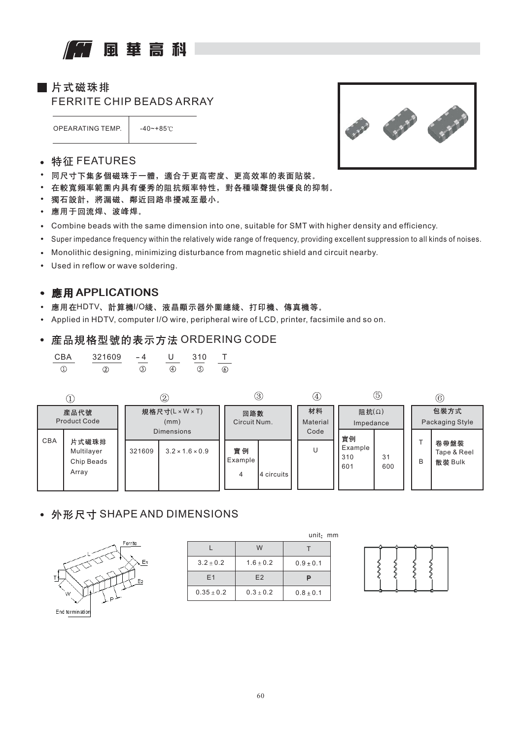風華高科

## 片式磁珠排

## FERRITE CHIP BEADS ARRAY

| OPEARATING TEMP. | -40~+85℃ |
|---|---|

### 特征 FEATURES

- 同尺寸下集多個磁珠于一體，適合于更高密度、更高效率的表面貼裝。
- 在較寬頻率範圍內具有優秀的阻抗頻率特性，對各種噪聲提供優良的抑制。
- 獨石設計，將漏磁、鄰近回路串擾減至最小。
- 應用于回流焊、波峰焊。
- Combine beads with the same dimension into one, suitable for SMT with higher density and efficiency.
- Super impedance frequency within the relatively wide range of frequency, providing excellent suppression to all kinds of noises.
- Monolithic designing, minimizing disturbance from magnetic shield and circuit nearby.
- Used in reflow or wave soldering.

### 應用 APPLICATIONS

- 應用在HDTV、計算機I/O綫、液晶顯示器外圍總綫、打印機、傳真機等。
- Applied in HDTV, computer I/O wire, peripheral wire of LCD, printer, facsimile and so on.

### 產品規格型號的表示方法 ORDERING CODE

| CBA | 321609 | – 4 | U | 310 | T |
|---|---|---|---|---|---|
| ① | ② | ③ | ④ | ⑤ | ⑥ |

①

| 產品代號 Product Code | |
|---|---|
| CBA | 片式磁珠排 Multilayer Chip Beads Array |

②

| 規格尺寸(L × W × T) (mm) Dimensions | |
|---|---|
| 321609 | 3.2 × 1.6 × 0.9 |

③

| 回路數 Circuit Num. | |
|---|---|
| 實例 Example 4 | 4 circuits |

④

| 材料 Material Code |
|---|
| U |

⑤

| 阻抗(Ω) Impedance | |
|---|---|
| 實例 Example | |
| 310 | 31 |
| 601 | 600 |

⑥

| 包裝方式 Packaging Style | |
|---|---|
| T | 卷帶盤裝 Tape & Reel |
| B | 散裝 Bulk |

### 外形尺寸 SHAPE AND DIMENSIONS

Ferrite, L, E1, E2, T, W, P, End termination

unit: mm

| L | W | T |
|---|---|---|
| 3.2 ± 0.2 | 1.6 ± 0.2 | 0.9 ± 0.1 |
| E1 | E2 | P |
| 0.35 ± 0.2 | 0.3 ± 0.2 | 0.8 ± 0.1 |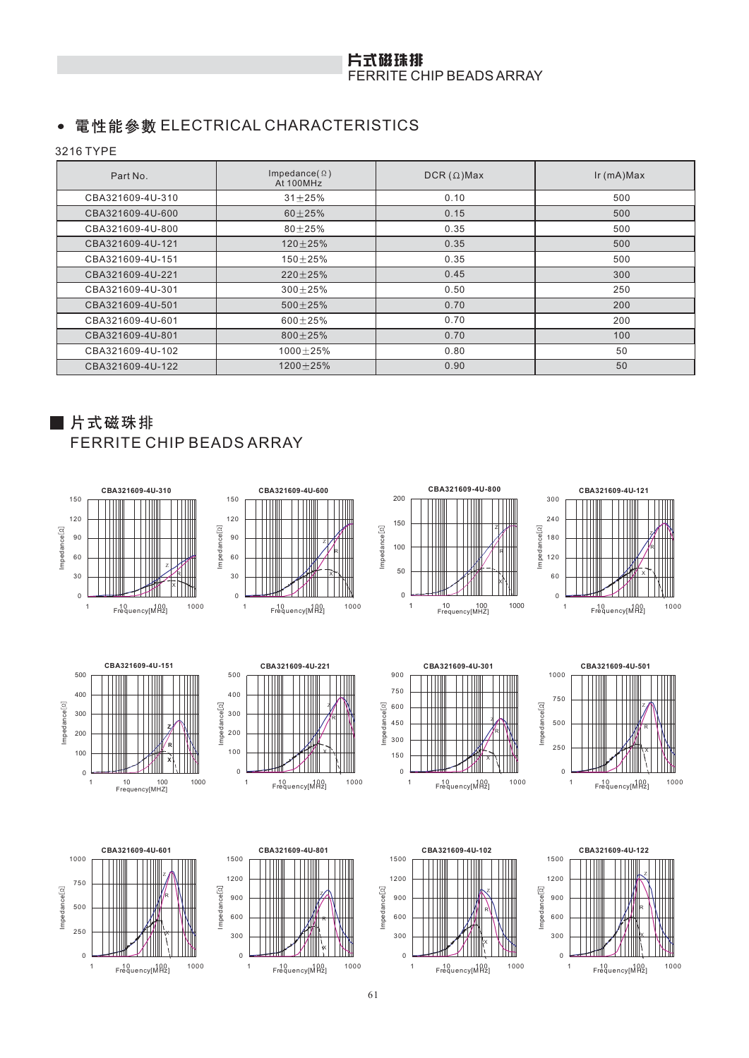# 片式磁珠排
FERRITE CHIP BEADS ARRAY

## • 電性能參數 ELECTRICAL CHARACTERISTICS

3216 TYPE

| Part No. | Impedance(Ω) At 100MHz | DCR (Ω)Max | Ir (mA)Max |
|---|---|---|---|
| CBA321609-4U-310 | 31±25% | 0.10 | 500 |
| CBA321609-4U-600 | 60±25% | 0.15 | 500 |
| CBA321609-4U-800 | 80±25% | 0.35 | 500 |
| CBA321609-4U-121 | 120±25% | 0.35 | 500 |
| CBA321609-4U-151 | 150±25% | 0.35 | 500 |
| CBA321609-4U-221 | 220±25% | 0.45 | 300 |
| CBA321609-4U-301 | 300±25% | 0.50 | 250 |
| CBA321609-4U-501 | 500±25% | 0.70 | 200 |
| CBA321609-4U-601 | 600±25% | 0.70 | 200 |
| CBA321609-4U-801 | 800±25% | 0.70 | 100 |
| CBA321609-4U-102 | 1000±25% | 0.80 | 50 |
| CBA321609-4U-122 | 1200±25% | 0.90 | 50 |

## ■ 片式磁珠排
FERRITE CHIP BEADS ARRAY

CBA321609-4U-310
Impedance[Ω] 0 30 60 90 120 150
Frequency[MHz] 1 10 100 1000
Z R X

CBA321609-4U-600
Impedance[Ω] 0 30 60 90 120 150
Frequency[MHz] 1 10 100 1000
Z R X

CBA321609-4U-800
Impedance[Ω] 0 50 100 150 200
Frequency[MHZ] 1 10 100 1000
Z R X

CBA321609-4U-121
Impedance[Ω] 0 60 120 180 240 300
Frequency[MHz] 1 10 100 1000
Z R X

CBA321609-4U-151
Impedance[Ω] 0 100 200 300 400 500
Frequency[MHZ] 1 10 100 1000
Z R X

CBA321609-4U-221
Impedance[Ω] 0 100 200 300 400 500
Frequency[MHz] 1 10 100 1000
Z R X

CBA321609-4U-301
Impedance[Ω] 0 150 300 450 600 750 900
Frequency[MHz] 1 10 100 1000
Z R X

CBA321609-4U-501
Impedance[Ω] 0 250 500 750 1000
Frequency[MHz] 1 10 100 1000
Z R X

CBA321609-4U-601
Impedance[Ω] 0 250 500 750 1000
Frequency[MHz] 1 10 100 1000
Z R X

CBA321609-4U-801
Impedance[Ω] 0 300 600 900 1200 1500
Frequency[MHz] 1 10 100 1000
Z R X

CBA321609-4U-102
Impedance[Ω] 0 300 600 900 1200 1500
Frequency[MHz] 1 10 100 1000
Z R X

CBA321609-4U-122
Impedance[Ω] 0 300 600 900 1200 1500
Frequency[MHz] 1 10 100 1000
Z R X